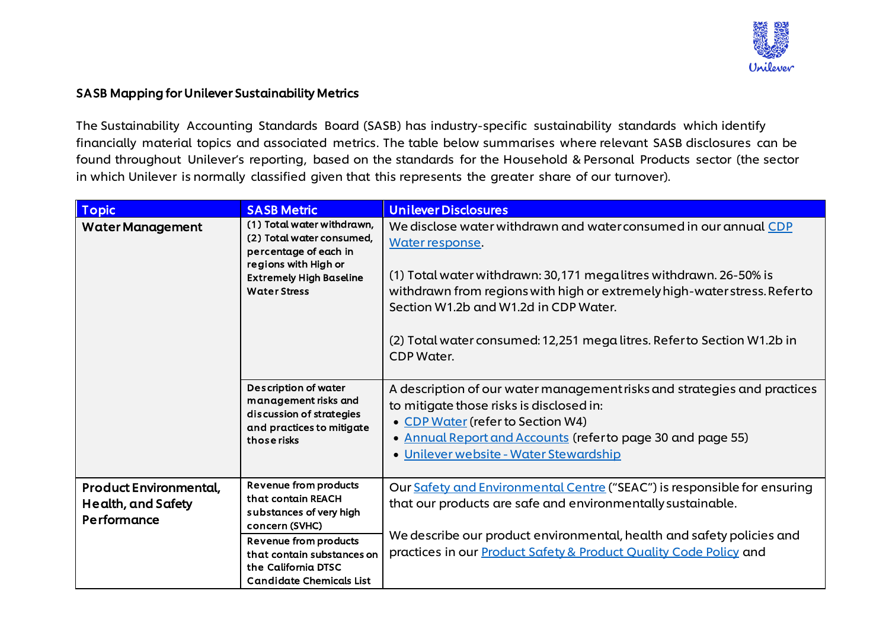## SASB Mapping for Unilever Sustainability Metrics

The Sustainability Accounting Standards Board (SASB) has industry-specific sustainability standards which identify financially material topics and associated metrics. The table below summarises where relevant SASB disclosures can be found throughout Unilever's reporting, based on the standards for the Household & Personal Products sector (the sector in which Unilever is normally classified given that this represents the greater share of our turnover).

| Topic | SASB Metric | Unilever Disclosures |
|---|---|---|
| **Water Management** | **(1) Total water withdrawn, (2) Total water consumed, percentage of each in regions with High or Extremely High Baseline Water Stress** | We disclose water withdrawn and water consumed in our annual CDP Water response.<br><br>(1) Total water withdrawn: 30,171 mega litres withdrawn. 26-50% is withdrawn from regions with high or extremely high-water stress. Refer to Section W1.2b and W1.2d in CDP Water.<br><br>(2) Total water consumed: 12,251 mega litres. Refer to Section W1.2b in CDP Water. |
| | **Description of water management risks and discussion of strategies and practices to mitigate those risks** | A description of our water management risks and strategies and practices to mitigate those risks is disclosed in:<br>• CDP Water (refer to Section W4)<br>• Annual Report and Accounts (refer to page 30 and page 55)<br>• Unilever website - Water Stewardship |
| **Product Environmental, Health, and Safety Performance** | **Revenue from products that contain REACH substances of very high concern (SVHC)** | Our Safety and Environmental Centre ("SEAC") is responsible for ensuring that our products are safe and environmentally sustainable.<br><br>We describe our product environmental, health and safety policies and practices in our Product Safety & Product Quality Code Policy and |
| | **Revenue from products that contain substances on the California DTSC Candidate Chemicals List** | |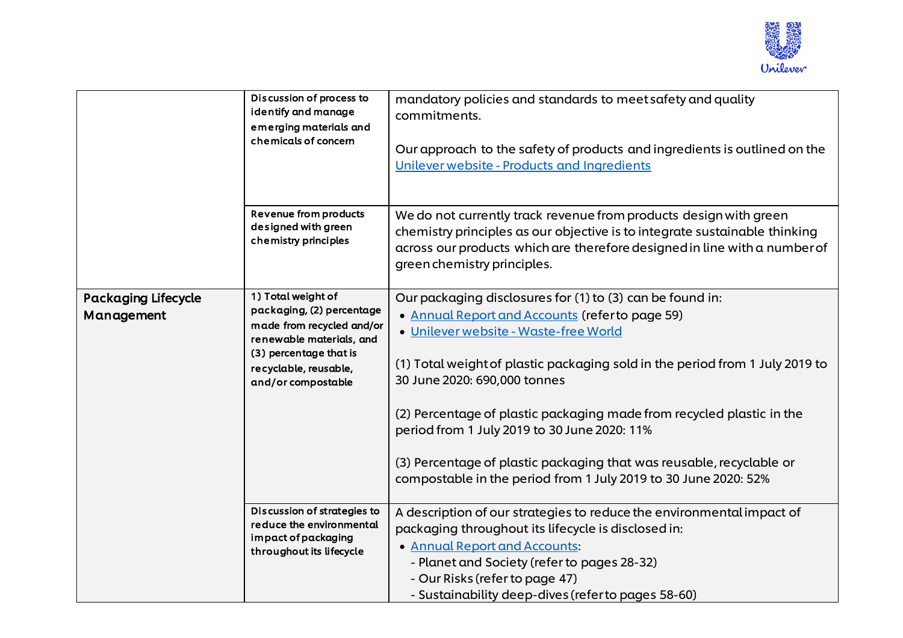| | | |
|---|---|---|
| | Discussion of process to identify and manage emerging materials and chemicals of concern | mandatory policies and standards to meet safety and quality commitments.<br><br>Our approach to the safety of products and ingredients is outlined on the [Unilever website - Products and Ingredients] |
| | Revenue from products designed with green chemistry principles | We do not currently track revenue from products design with green chemistry principles as our objective is to integrate sustainable thinking across our products which are therefore designed in line with a number of green chemistry principles. |
| **Packaging Lifecycle Management** | 1) Total weight of packaging, (2) percentage made from recycled and/or renewable materials, and (3) percentage that is recyclable, reusable, and/or compostable | Our packaging disclosures for (1) to (3) can be found in:<br>• [Annual Report and Accounts] (refer to page 59)<br>• [Unilever website - Waste-free World]<br><br>(1) Total weight of plastic packaging sold in the period from 1 July 2019 to 30 June 2020: 690,000 tonnes<br><br>(2) Percentage of plastic packaging made from recycled plastic in the period from 1 July 2019 to 30 June 2020: 11%<br><br>(3) Percentage of plastic packaging that was reusable, recyclable or compostable in the period from 1 July 2019 to 30 June 2020: 52% |
| | Discussion of strategies to reduce the environmental impact of packaging throughout its lifecycle | A description of our strategies to reduce the environmental impact of packaging throughout its lifecycle is disclosed in:<br>• [Annual Report and Accounts]:<br>- Planet and Society (refer to pages 28-32)<br>- Our Risks (refer to page 47)<br>- Sustainability deep-dives (refer to pages 58-60) |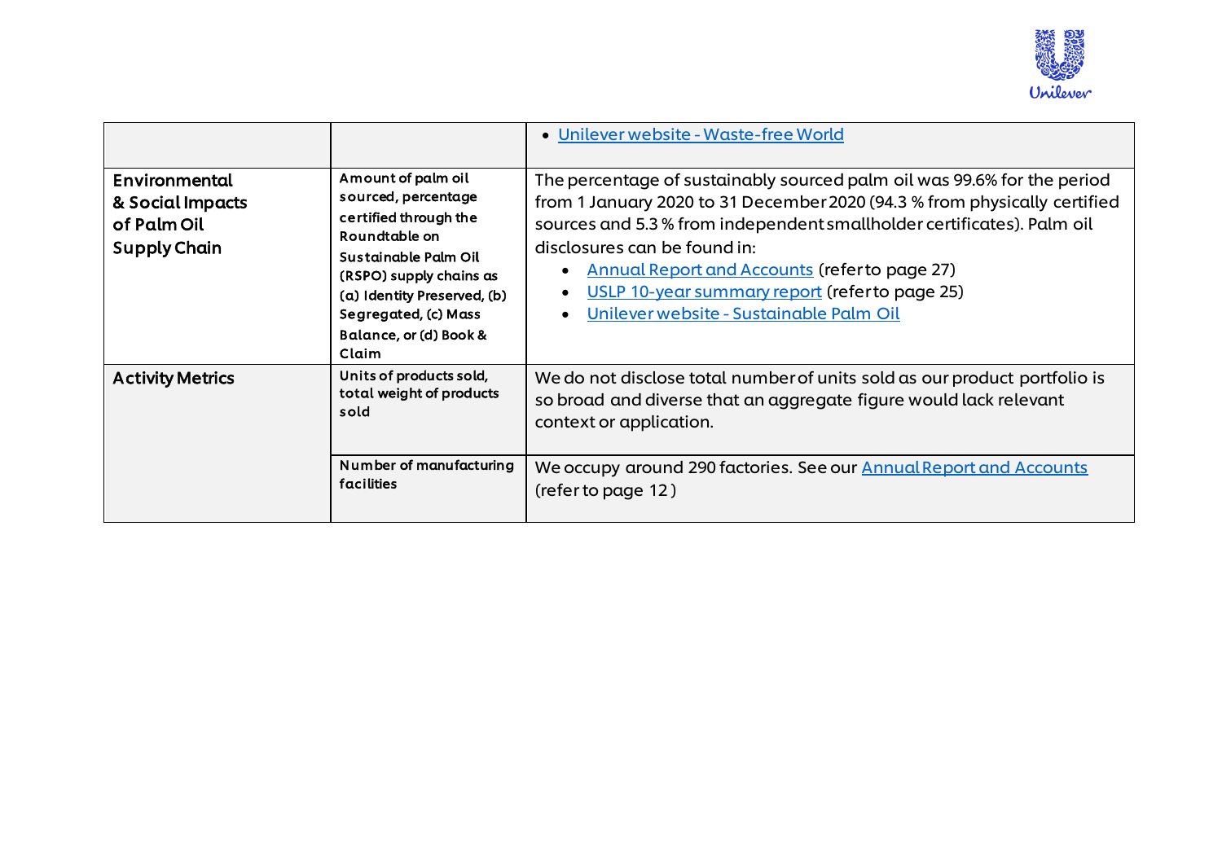| | | |
|---|---|---|
| | | • Unilever website - Waste-free World |
| **Environmental & Social Impacts of Palm Oil Supply Chain** | **Amount of palm oil sourced, percentage certified through the Roundtable on Sustainable Palm Oil (RSPO) supply chains as (a) Identity Preserved, (b) Segregated, (c) Mass Balance, or (d) Book & Claim** | The percentage of sustainably sourced palm oil was 99.6% for the period from 1 January 2020 to 31 December 2020 (94.3 % from physically certified sources and 5.3 % from independent smallholder certificates). Palm oil disclosures can be found in:<br>• Annual Report and Accounts (refer to page 27)<br>• USLP 10-year summary report (refer to page 25)<br>• Unilever website - Sustainable Palm Oil |
| **Activity Metrics** | **Units of products sold, total weight of products sold** | We do not disclose total number of units sold as our product portfolio is so broad and diverse that an aggregate figure would lack relevant context or application. |
| | **Number of manufacturing facilities** | We occupy around 290 factories. See our Annual Report and Accounts (refer to page 12 ) |